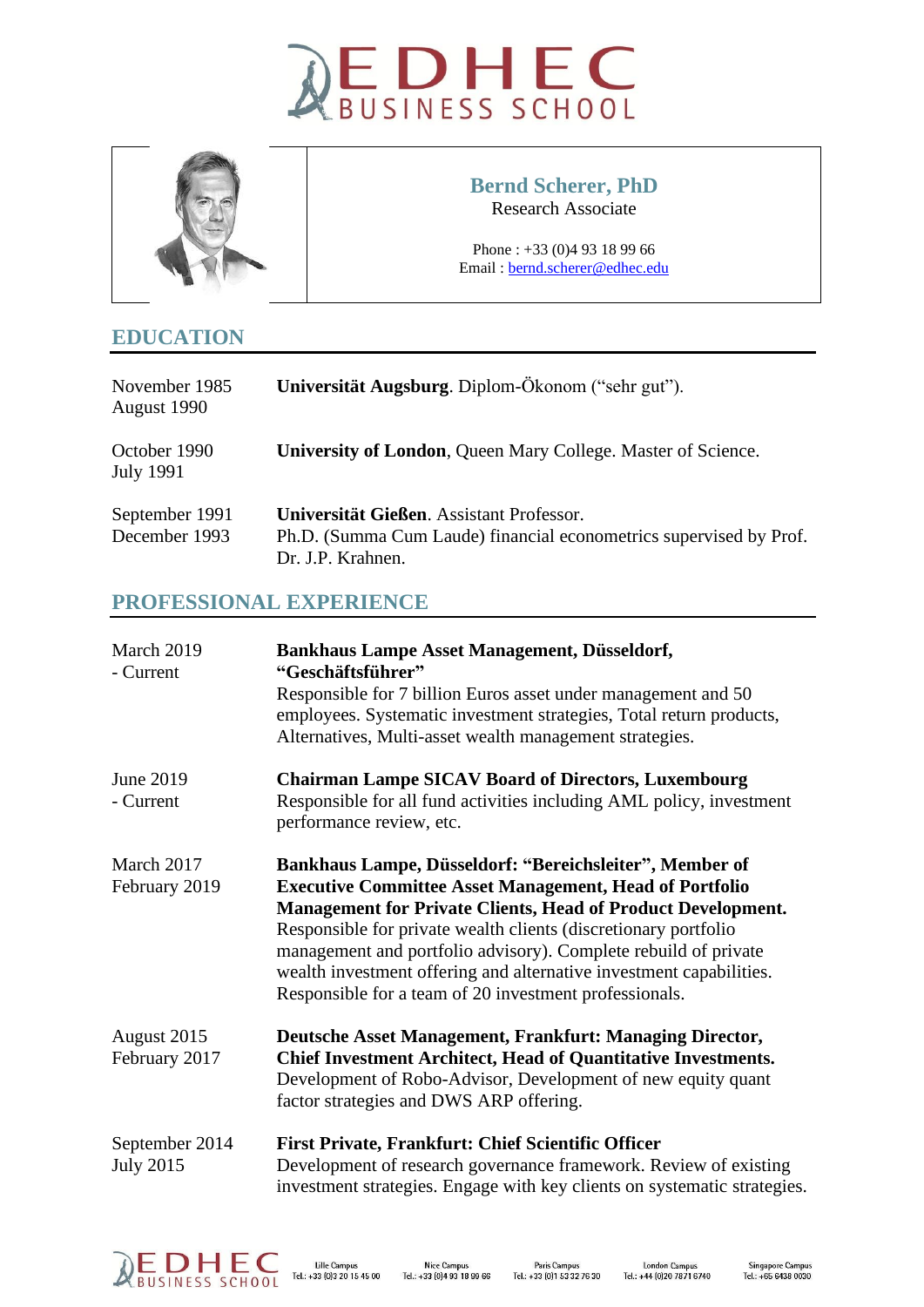**Bernd Scherer, PhD**
Research Associate

Phone : +33 (0)4 93 18 99 66
Email : bernd.scherer@edhec.edu

## EDUCATION

| | |
|---|---|
| November 1985<br>August 1990 | **Universität Augsburg**. Diplom-Ökonom ("sehr gut"). |
| October 1990<br>July 1991 | **University of London**, Queen Mary College. Master of Science. |
| September 1991<br>December 1993 | **Universität Gießen**. Assistant Professor.<br>Ph.D. (Summa Cum Laude) financial econometrics supervised by Prof. Dr. J.P. Krahnen. |

## PROFESSIONAL EXPERIENCE

| | |
|---|---|
| March 2019<br>- Current | **Bankhaus Lampe Asset Management, Düsseldorf, "Geschäftsführer"**<br>Responsible for 7 billion Euros asset under management and 50 employees. Systematic investment strategies, Total return products, Alternatives, Multi-asset wealth management strategies. |
| June 2019<br>- Current | **Chairman Lampe SICAV Board of Directors, Luxembourg**<br>Responsible for all fund activities including AML policy, investment performance review, etc. |
| March 2017<br>February 2019 | **Bankhaus Lampe, Düsseldorf: "Bereichsleiter", Member of Executive Committee Asset Management, Head of Portfolio Management for Private Clients, Head of Product Development.**<br>Responsible for private wealth clients (discretionary portfolio management and portfolio advisory). Complete rebuild of private wealth investment offering and alternative investment capabilities. Responsible for a team of 20 investment professionals. |
| August 2015<br>February 2017 | **Deutsche Asset Management, Frankfurt: Managing Director, Chief Investment Architect, Head of Quantitative Investments.**<br>Development of Robo-Advisor, Development of new equity quant factor strategies and DWS ARP offering. |
| September 2014<br>July 2015 | **First Private, Frankfurt: Chief Scientific Officer**<br>Development of research governance framework. Review of existing investment strategies. Engage with key clients on systematic strategies. |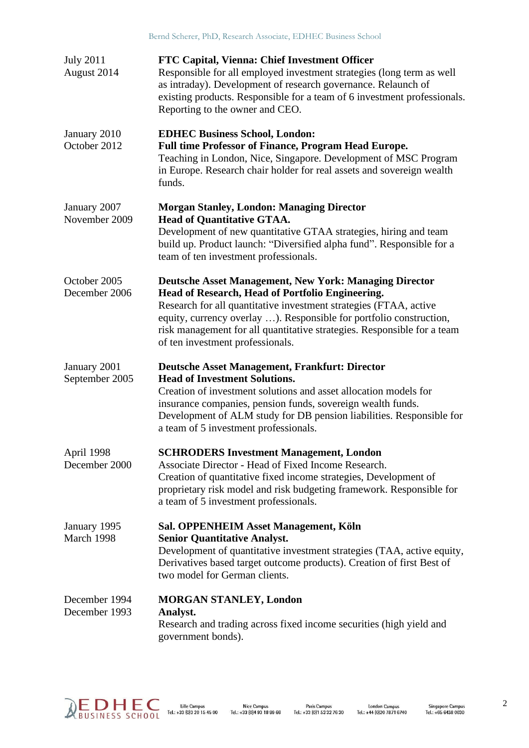| | |
|---|---|
| July 2011<br>August 2014 | **FTC Capital, Vienna: Chief Investment Officer**<br>Responsible for all employed investment strategies (long term as well as intraday). Development of research governance. Relaunch of existing products. Responsible for a team of 6 investment professionals. Reporting to the owner and CEO. |
| January 2010<br>October 2012 | **EDHEC Business School, London:**<br>**Full time Professor of Finance, Program Head Europe.**<br>Teaching in London, Nice, Singapore. Development of MSC Program in Europe. Research chair holder for real assets and sovereign wealth funds. |
| January 2007<br>November 2009 | **Morgan Stanley, London: Managing Director**<br>**Head of Quantitative GTAA.**<br>Development of new quantitative GTAA strategies, hiring and team build up. Product launch: "Diversified alpha fund". Responsible for a team of ten investment professionals. |
| October 2005<br>December 2006 | **Deutsche Asset Management, New York: Managing Director**<br>**Head of Research, Head of Portfolio Engineering.**<br>Research for all quantitative investment strategies (FTAA, active equity, currency overlay …). Responsible for portfolio construction, risk management for all quantitative strategies. Responsible for a team of ten investment professionals. |
| January 2001<br>September 2005 | **Deutsche Asset Management, Frankfurt: Director**<br>**Head of Investment Solutions.**<br>Creation of investment solutions and asset allocation models for insurance companies, pension funds, sovereign wealth funds. Development of ALM study for DB pension liabilities. Responsible for a team of 5 investment professionals. |
| April 1998<br>December 2000 | **SCHRODERS Investment Management, London**<br>Associate Director - Head of Fixed Income Research.<br>Creation of quantitative fixed income strategies, Development of proprietary risk model and risk budgeting framework. Responsible for a team of 5 investment professionals. |
| January 1995<br>March 1998 | **Sal. OPPENHEIM Asset Management, Köln**<br>**Senior Quantitative Analyst.**<br>Development of quantitative investment strategies (TAA, active equity, Derivatives based target outcome products). Creation of first Best of two model for German clients. |
| December 1994<br>December 1993 | **MORGAN STANLEY, London**<br>**Analyst.**<br>Research and trading across fixed income securities (high yield and government bonds). |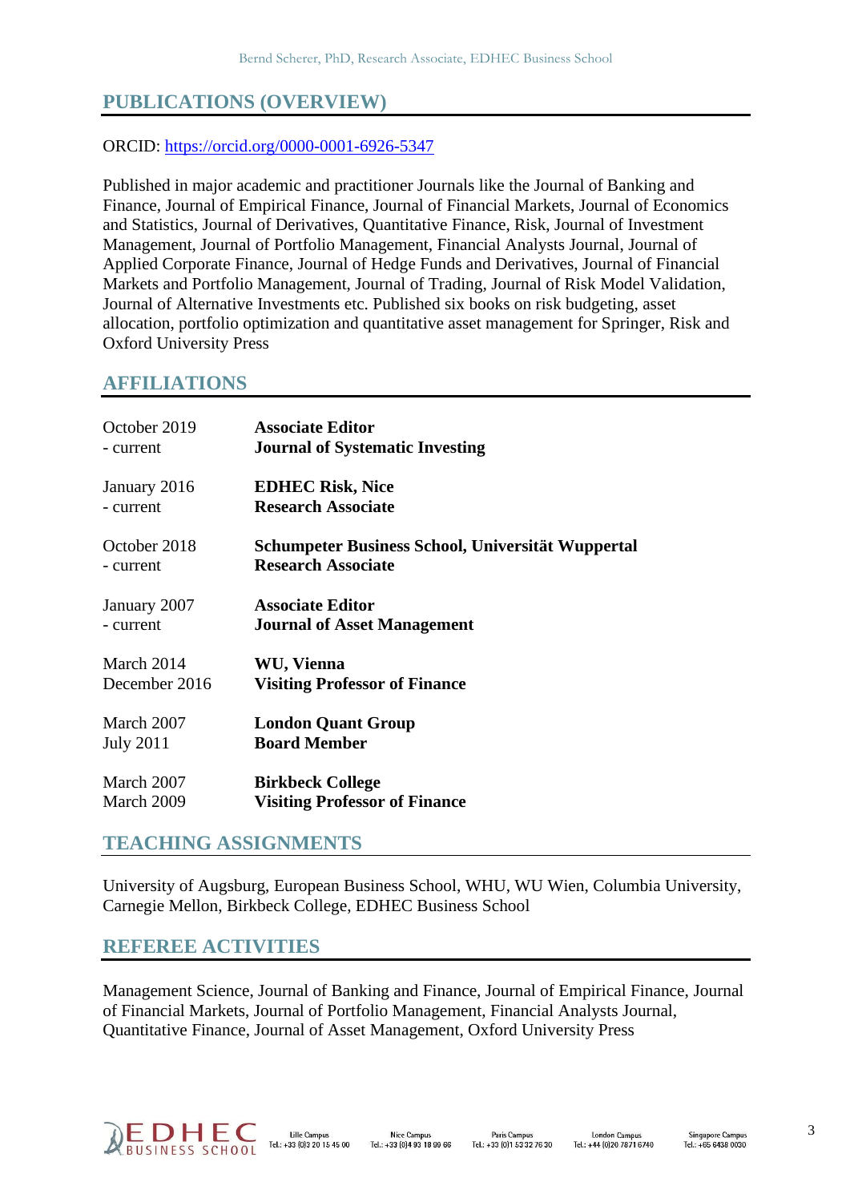## PUBLICATIONS (OVERVIEW)

ORCID: https://orcid.org/0000-0001-6926-5347

Published in major academic and practitioner Journals like the Journal of Banking and Finance, Journal of Empirical Finance, Journal of Financial Markets, Journal of Economics and Statistics, Journal of Derivatives, Quantitative Finance, Risk, Journal of Investment Management, Journal of Portfolio Management, Financial Analysts Journal, Journal of Applied Corporate Finance, Journal of Hedge Funds and Derivatives, Journal of Financial Markets and Portfolio Management, Journal of Trading, Journal of Risk Model Validation, Journal of Alternative Investments etc. Published six books on risk budgeting, asset allocation, portfolio optimization and quantitative asset management for Springer, Risk and Oxford University Press

## AFFILIATIONS

| | |
|---|---|
| October 2019 - current | **Associate Editor**<br>**Journal of Systematic Investing** |
| January 2016 - current | **EDHEC Risk, Nice**<br>**Research Associate** |
| October 2018 - current | **Schumpeter Business School, Universität Wuppertal**<br>**Research Associate** |
| January 2007 - current | **Associate Editor**<br>**Journal of Asset Management** |
| March 2014<br>December 2016 | **WU, Vienna**<br>**Visiting Professor of Finance** |
| March 2007<br>July 2011 | **London Quant Group**<br>**Board Member** |
| March 2007<br>March 2009 | **Birkbeck College**<br>**Visiting Professor of Finance** |

## TEACHING ASSIGNMENTS

University of Augsburg, European Business School, WHU, WU Wien, Columbia University, Carnegie Mellon, Birkbeck College, EDHEC Business School

## REFEREE ACTIVITIES

Management Science, Journal of Banking and Finance, Journal of Empirical Finance, Journal of Financial Markets, Journal of Portfolio Management, Financial Analysts Journal, Quantitative Finance, Journal of Asset Management, Oxford University Press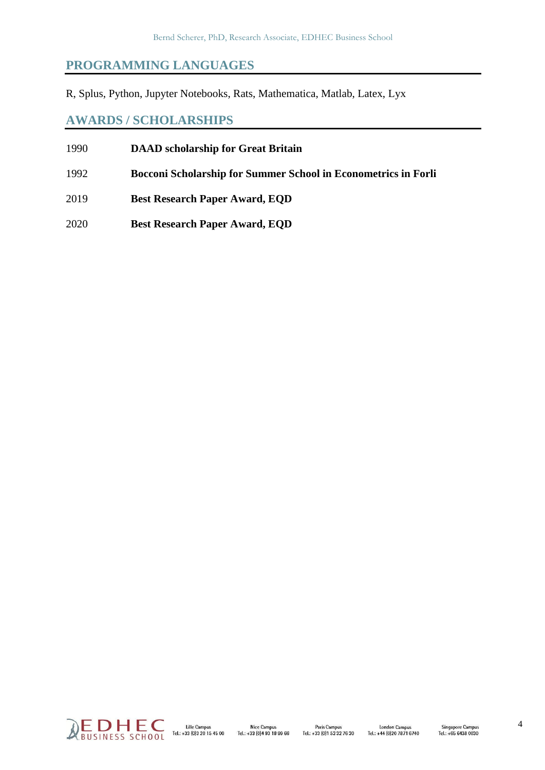## PROGRAMMING LANGUAGES

R, Splus, Python, Jupyter Notebooks, Rats, Mathematica, Matlab, Latex, Lyx

## AWARDS / SCHOLARSHIPS

| | |
|---|---|
| 1990 | **DAAD scholarship for Great Britain** |
| 1992 | **Bocconi Scholarship for Summer School in Econometrics in Forli** |
| 2019 | **Best Research Paper Award, EQD** |
| 2020 | **Best Research Paper Award, EQD** |